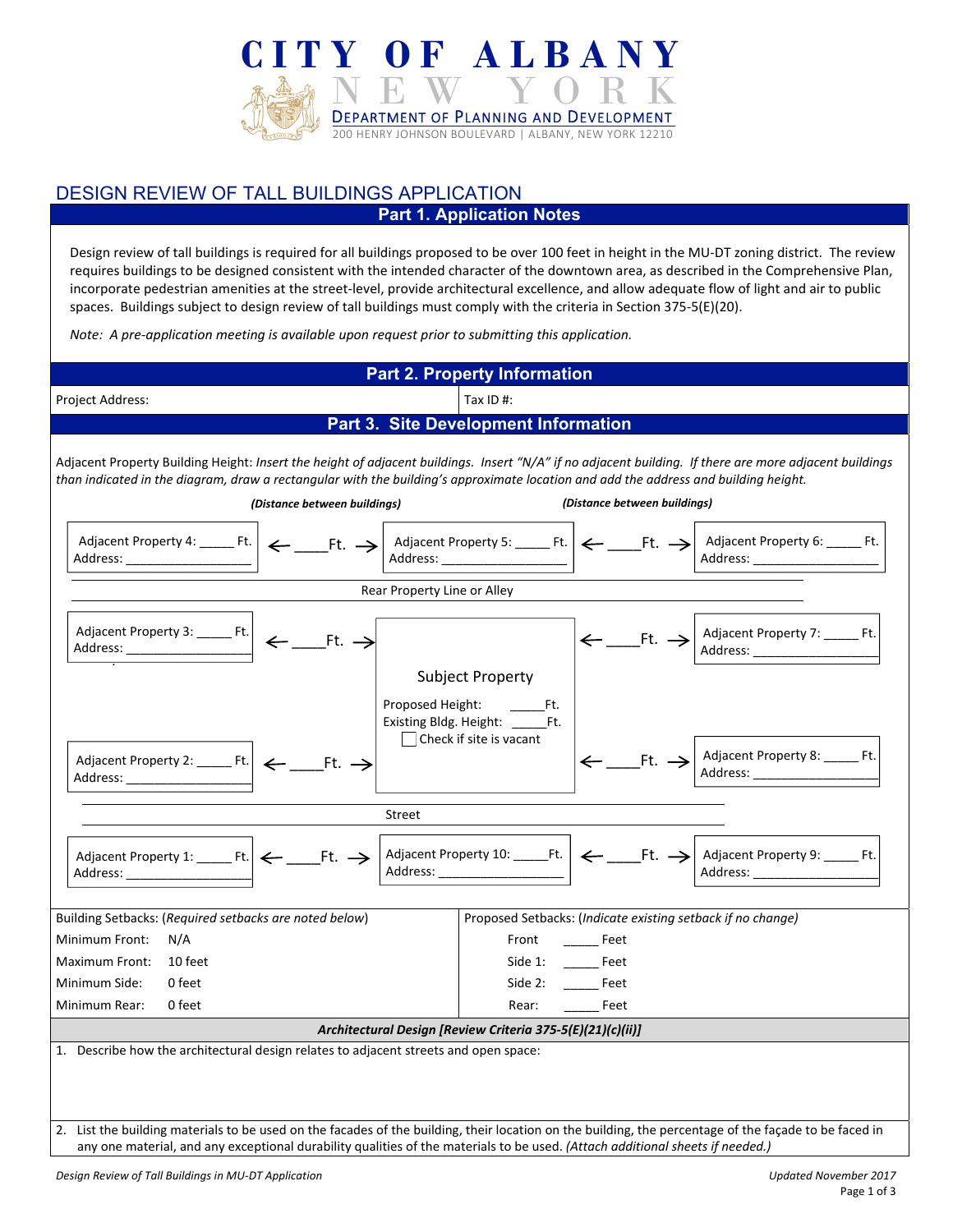# CITY OF ALBANY
## NEW YORK
### DEPARTMENT OF PLANNING AND DEVELOPMENT
200 HENRY JOHNSON BOULEVARD | ALBANY, NEW YORK 12210

## DESIGN REVIEW OF TALL BUILDINGS APPLICATION

### Part 1. Application Notes

Design review of tall buildings is required for all buildings proposed to be over 100 feet in height in the MU-DT zoning district. The review requires buildings to be designed consistent with the intended character of the downtown area, as described in the Comprehensive Plan, incorporate pedestrian amenities at the street-level, provide architectural excellence, and allow adequate flow of light and air to public spaces. Buildings subject to design review of tall buildings must comply with the criteria in Section 375-5(E)(20).

*Note: A pre-application meeting is available upon request prior to submitting this application.*

### Part 2. Property Information

| Project Address: | Tax ID #: |
|---|---|

### Part 3. Site Development Information

Adjacent Property Building Height: *Insert the height of adjacent buildings. Insert "N/A" if no adjacent building. If there are more adjacent buildings than indicated in the diagram, draw a rectangular with the building's approximate location and add the address and building height.*

| | ***(Distance between buildings)*** | | ***(Distance between buildings)*** | |
|---|---|---|---|---|
| Adjacent Property 4: _____ Ft. Address: ________________ | ← ____Ft. → | Adjacent Property 5: _____ Ft. Address: ________________ | ← ____Ft. → | Adjacent Property 6: _____ Ft. Address: ________________ |
| | | Rear Property Line or Alley | | |
| Adjacent Property 3: _____ Ft. Address: ________________ | ← ____Ft. → | Subject Property<br>Proposed Height: _____Ft.<br>Existing Bldg. Height: _____Ft.<br>☐ Check if site is vacant | ← ____Ft. → | Adjacent Property 7: _____ Ft. Address: ________________ |
| Adjacent Property 2: _____ Ft. Address: ________________ | ← ____Ft. → | | ← ____Ft. → | Adjacent Property 8: _____ Ft. Address: ________________ |
| | | Street | | |
| Adjacent Property 1: _____ Ft. Address: ________________ | ← ____Ft. → | Adjacent Property 10: _____Ft. Address: ________________ | ← ____Ft. → | Adjacent Property 9: _____ Ft. Address: ________________ |

| Building Setbacks: (*Required setbacks are noted below*) | | Proposed Setbacks: (*Indicate existing setback if no change*) | |
|---|---|---|---|
| Minimum Front: | N/A | Front | _____ Feet |
| Maximum Front: | 10 feet | Side 1: | _____ Feet |
| Minimum Side: | 0 feet | Side 2: | _____ Feet |
| Minimum Rear: | 0 feet | Rear: | _____ Feet |

#### *Architectural Design [Review Criteria 375-5(E)(21)(c)(ii)]*

1. Describe how the architectural design relates to adjacent streets and open space:

2. List the building materials to be used on the facades of the building, their location on the building, the percentage of the façade to be faced in any one material, and any exceptional durability qualities of the materials to be used. *(Attach additional sheets if needed.)*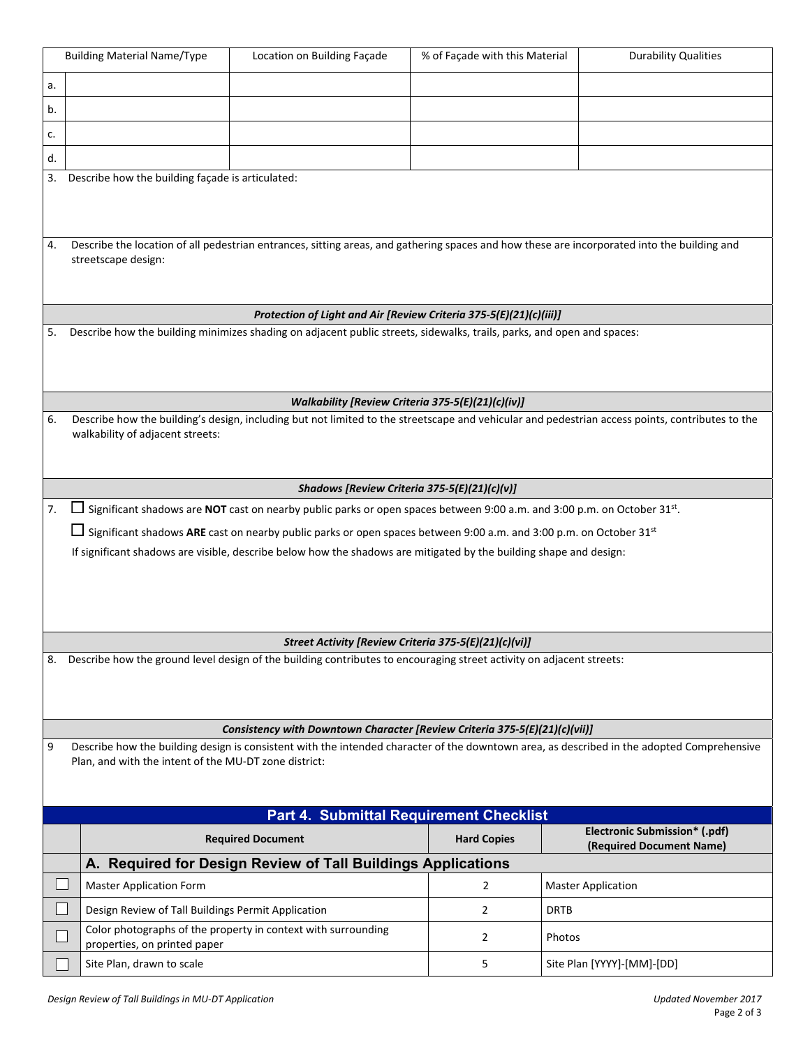| | Building Material Name/Type | Location on Building Façade | % of Façade with this Material | Durability Qualities |
|---|---|---|---|---|
| a. | | | | |
| b. | | | | |
| c. | | | | |
| d. | | | | |

3. Describe how the building façade is articulated:

4. Describe the location of all pedestrian entrances, sitting areas, and gathering spaces and how these are incorporated into the building and streetscape design:

***Protection of Light and Air [Review Criteria 375-5(E)(21)(c)(iii)]***

5. Describe how the building minimizes shading on adjacent public streets, sidewalks, trails, parks, and open and spaces:

***Walkability [Review Criteria 375-5(E)(21)(c)(iv)]***

6. Describe how the building's design, including but not limited to the streetscape and vehicular and pedestrian access points, contributes to the walkability of adjacent streets:

***Shadows [Review Criteria 375-5(E)(21)(c)(v)]***

7. ☐ Significant shadows are **NOT** cast on nearby public parks or open spaces between 9:00 a.m. and 3:00 p.m. on October 31st.

   ☐ Significant shadows **ARE** cast on nearby public parks or open spaces between 9:00 a.m. and 3:00 p.m. on October 31st

   If significant shadows are visible, describe below how the shadows are mitigated by the building shape and design:

***Street Activity [Review Criteria 375-5(E)(21)(c)(vi)]***

8. Describe how the ground level design of the building contributes to encouraging street activity on adjacent streets:

***Consistency with Downtown Character [Review Criteria 375-5(E)(21)(c)(vii)]***

9 Describe how the building design is consistent with the intended character of the downtown area, as described in the adopted Comprehensive Plan, and with the intent of the MU-DT zone district:

## Part 4. Submittal Requirement Checklist

| | Required Document | Hard Copies | Electronic Submission* (.pdf) (Required Document Name) |
|---|---|---|---|
| | **A. Required for Design Review of Tall Buildings Applications** | | |
| ☐ | Master Application Form | 2 | Master Application |
| ☐ | Design Review of Tall Buildings Permit Application | 2 | DRTB |
| ☐ | Color photographs of the property in context with surrounding properties, on printed paper | 2 | Photos |
| ☐ | Site Plan, drawn to scale | 5 | Site Plan [YYYY]-[MM]-[DD] |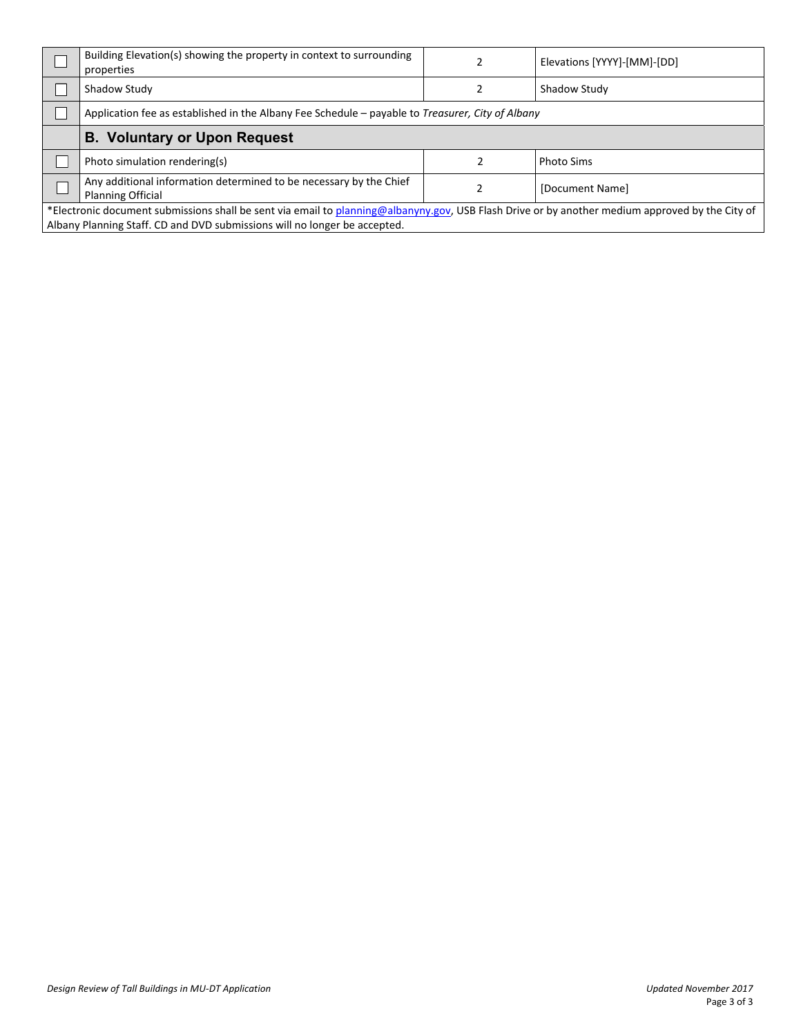| | | | |
|---|---|---|---|
| ☐ | Building Elevation(s) showing the property in context to surrounding properties | 2 | Elevations [YYYY]-[MM]-[DD] |
| ☐ | Shadow Study | 2 | Shadow Study |
| ☐ | Application fee as established in the Albany Fee Schedule – payable to *Treasurer, City of Albany* | | |
| | **B. Voluntary or Upon Request** | | |
| ☐ | Photo simulation rendering(s) | 2 | Photo Sims |
| ☐ | Any additional information determined to be necessary by the Chief Planning Official | 2 | [Document Name] |

*Electronic document submissions shall be sent via email to planning@albanyny.gov, USB Flash Drive or by another medium approved by the City of Albany Planning Staff. CD and DVD submissions will no longer be accepted.